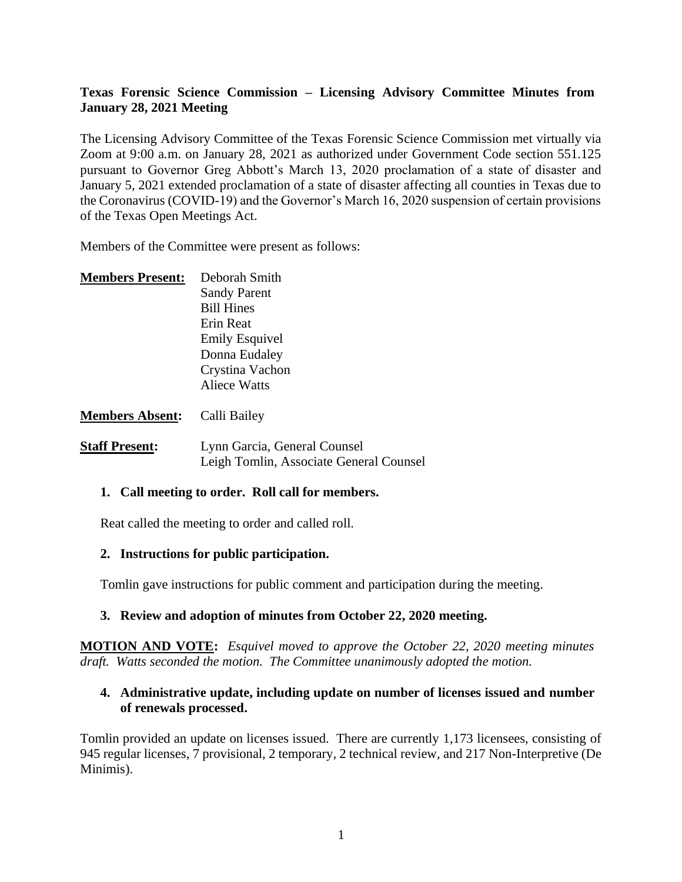**Texas Forensic Science Commission – Licensing Advisory Committee Minutes from January 28, 2021 Meeting**

The Licensing Advisory Committee of the Texas Forensic Science Commission met virtually via Zoom at 9:00 a.m. on January 28, 2021 as authorized under Government Code section 551.125 pursuant to Governor Greg Abbott's March 13, 2020 proclamation of a state of disaster and January 5, 2021 extended proclamation of a state of disaster affecting all counties in Texas due to the Coronavirus (COVID-19) and the Governor's March 16, 2020 suspension of certain provisions of the Texas Open Meetings Act.

Members of the Committee were present as follows:

**Members Present:** Deborah Smith
Sandy Parent
Bill Hines
Erin Reat
Emily Esquivel
Donna Eudaley
Crystina Vachon
Aliece Watts

**Members Absent:** Calli Bailey

**Staff Present:** Lynn Garcia, General Counsel
Leigh Tomlin, Associate General Counsel

1. **Call meeting to order. Roll call for members.**

   Reat called the meeting to order and called roll.

2. **Instructions for public participation.**

   Tomlin gave instructions for public comment and participation during the meeting.

3. **Review and adoption of minutes from October 22, 2020 meeting.**

**MOTION AND VOTE:** *Esquivel moved to approve the October 22, 2020 meeting minutes draft. Watts seconded the motion. The Committee unanimously adopted the motion.*

4. **Administrative update, including update on number of licenses issued and number of renewals processed.**

Tomlin provided an update on licenses issued. There are currently 1,173 licensees, consisting of 945 regular licenses, 7 provisional, 2 temporary, 2 technical review, and 217 Non-Interpretive (De Minimis).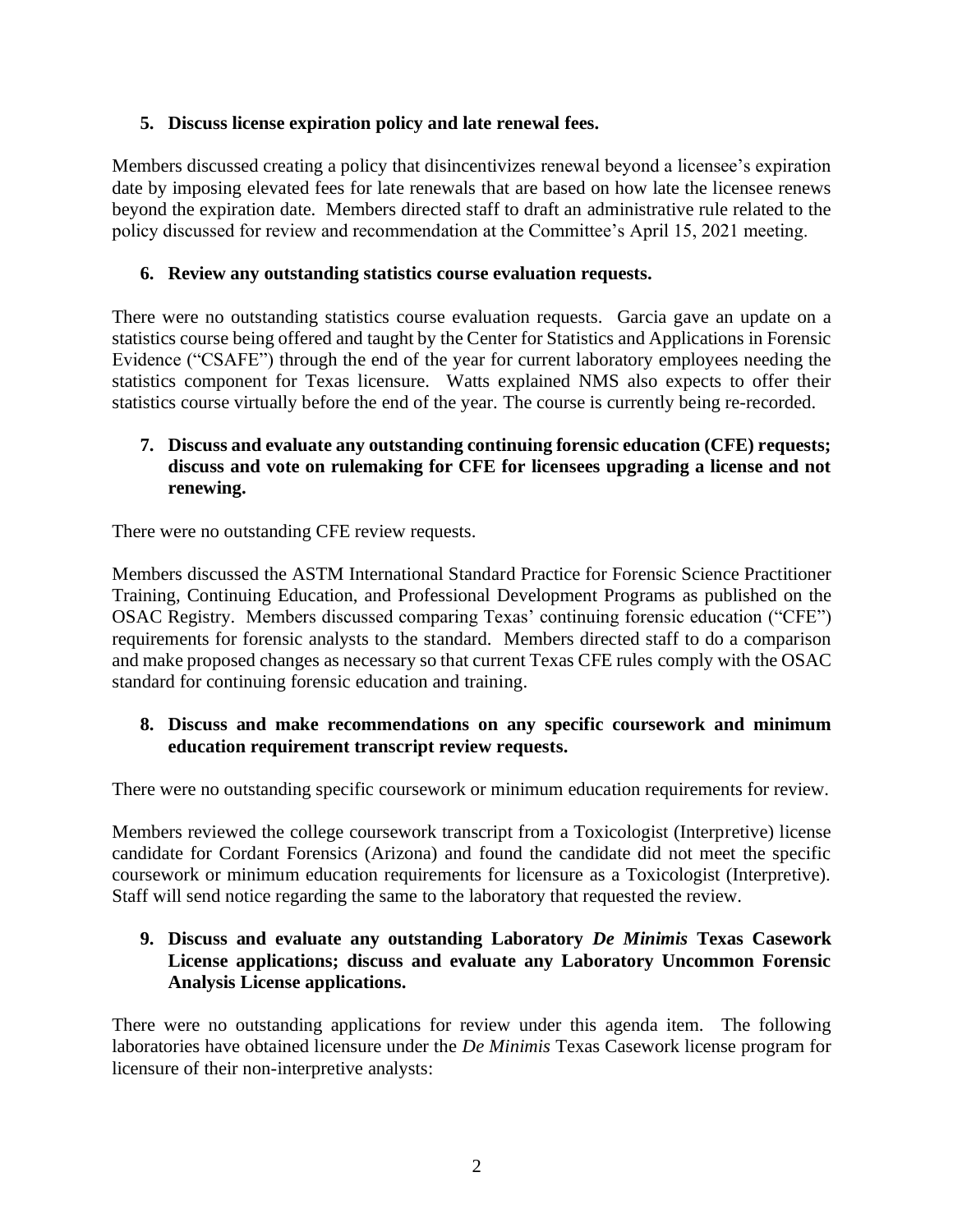**5. Discuss license expiration policy and late renewal fees.**

Members discussed creating a policy that disincentivizes renewal beyond a licensee's expiration date by imposing elevated fees for late renewals that are based on how late the licensee renews beyond the expiration date. Members directed staff to draft an administrative rule related to the policy discussed for review and recommendation at the Committee's April 15, 2021 meeting.

**6. Review any outstanding statistics course evaluation requests.**

There were no outstanding statistics course evaluation requests. Garcia gave an update on a statistics course being offered and taught by the Center for Statistics and Applications in Forensic Evidence ("CSAFE") through the end of the year for current laboratory employees needing the statistics component for Texas licensure. Watts explained NMS also expects to offer their statistics course virtually before the end of the year. The course is currently being re-recorded.

**7. Discuss and evaluate any outstanding continuing forensic education (CFE) requests; discuss and vote on rulemaking for CFE for licensees upgrading a license and not renewing.**

There were no outstanding CFE review requests.

Members discussed the ASTM International Standard Practice for Forensic Science Practitioner Training, Continuing Education, and Professional Development Programs as published on the OSAC Registry. Members discussed comparing Texas' continuing forensic education ("CFE") requirements for forensic analysts to the standard. Members directed staff to do a comparison and make proposed changes as necessary so that current Texas CFE rules comply with the OSAC standard for continuing forensic education and training.

**8. Discuss and make recommendations on any specific coursework and minimum education requirement transcript review requests.**

There were no outstanding specific coursework or minimum education requirements for review.

Members reviewed the college coursework transcript from a Toxicologist (Interpretive) license candidate for Cordant Forensics (Arizona) and found the candidate did not meet the specific coursework or minimum education requirements for licensure as a Toxicologist (Interpretive). Staff will send notice regarding the same to the laboratory that requested the review.

**9. Discuss and evaluate any outstanding Laboratory *De Minimis* Texas Casework License applications; discuss and evaluate any Laboratory Uncommon Forensic Analysis License applications.**

There were no outstanding applications for review under this agenda item. The following laboratories have obtained licensure under the *De Minimis* Texas Casework license program for licensure of their non-interpretive analysts: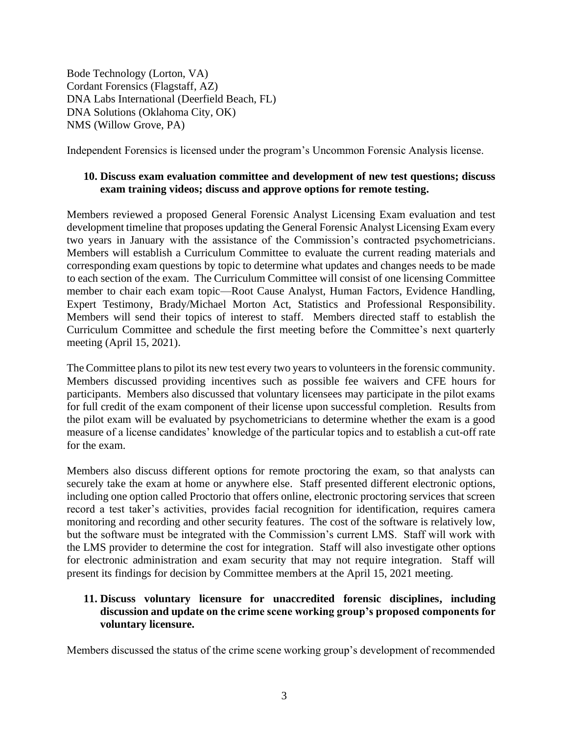Bode Technology (Lorton, VA)
Cordant Forensics (Flagstaff, AZ)
DNA Labs International (Deerfield Beach, FL)
DNA Solutions (Oklahoma City, OK)
NMS (Willow Grove, PA)

Independent Forensics is licensed under the program's Uncommon Forensic Analysis license.

**10. Discuss exam evaluation committee and development of new test questions; discuss exam training videos; discuss and approve options for remote testing.**

Members reviewed a proposed General Forensic Analyst Licensing Exam evaluation and test development timeline that proposes updating the General Forensic Analyst Licensing Exam every two years in January with the assistance of the Commission's contracted psychometricians. Members will establish a Curriculum Committee to evaluate the current reading materials and corresponding exam questions by topic to determine what updates and changes needs to be made to each section of the exam. The Curriculum Committee will consist of one licensing Committee member to chair each exam topic—Root Cause Analyst, Human Factors, Evidence Handling, Expert Testimony, Brady/Michael Morton Act, Statistics and Professional Responsibility. Members will send their topics of interest to staff. Members directed staff to establish the Curriculum Committee and schedule the first meeting before the Committee's next quarterly meeting (April 15, 2021).

The Committee plans to pilot its new test every two years to volunteers in the forensic community. Members discussed providing incentives such as possible fee waivers and CFE hours for participants. Members also discussed that voluntary licensees may participate in the pilot exams for full credit of the exam component of their license upon successful completion. Results from the pilot exam will be evaluated by psychometricians to determine whether the exam is a good measure of a license candidates' knowledge of the particular topics and to establish a cut-off rate for the exam.

Members also discuss different options for remote proctoring the exam, so that analysts can securely take the exam at home or anywhere else. Staff presented different electronic options, including one option called Proctorio that offers online, electronic proctoring services that screen record a test taker's activities, provides facial recognition for identification, requires camera monitoring and recording and other security features. The cost of the software is relatively low, but the software must be integrated with the Commission's current LMS. Staff will work with the LMS provider to determine the cost for integration. Staff will also investigate other options for electronic administration and exam security that may not require integration. Staff will present its findings for decision by Committee members at the April 15, 2021 meeting.

**11. Discuss voluntary licensure for unaccredited forensic disciplines, including discussion and update on the crime scene working group's proposed components for voluntary licensure.**

Members discussed the status of the crime scene working group's development of recommended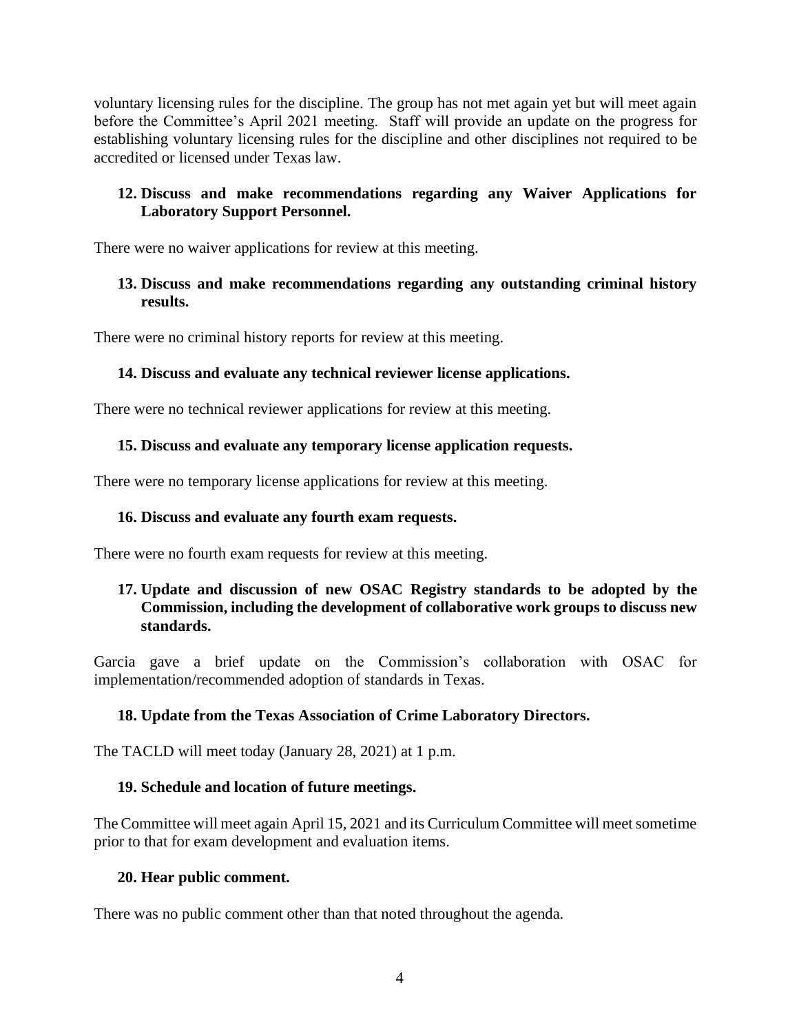voluntary licensing rules for the discipline. The group has not met again yet but will meet again before the Committee's April 2021 meeting. Staff will provide an update on the progress for establishing voluntary licensing rules for the discipline and other disciplines not required to be accredited or licensed under Texas law.

### 12. Discuss and make recommendations regarding any Waiver Applications for Laboratory Support Personnel.

There were no waiver applications for review at this meeting.

### 13. Discuss and make recommendations regarding any outstanding criminal history results.

There were no criminal history reports for review at this meeting.

### 14. Discuss and evaluate any technical reviewer license applications.

There were no technical reviewer applications for review at this meeting.

### 15. Discuss and evaluate any temporary license application requests.

There were no temporary license applications for review at this meeting.

### 16. Discuss and evaluate any fourth exam requests.

There were no fourth exam requests for review at this meeting.

### 17. Update and discussion of new OSAC Registry standards to be adopted by the Commission, including the development of collaborative work groups to discuss new standards.

Garcia gave a brief update on the Commission's collaboration with OSAC for implementation/recommended adoption of standards in Texas.

### 18. Update from the Texas Association of Crime Laboratory Directors.

The TACLD will meet today (January 28, 2021) at 1 p.m.

### 19. Schedule and location of future meetings.

The Committee will meet again April 15, 2021 and its Curriculum Committee will meet sometime prior to that for exam development and evaluation items.

### 20. Hear public comment.

There was no public comment other than that noted throughout the agenda.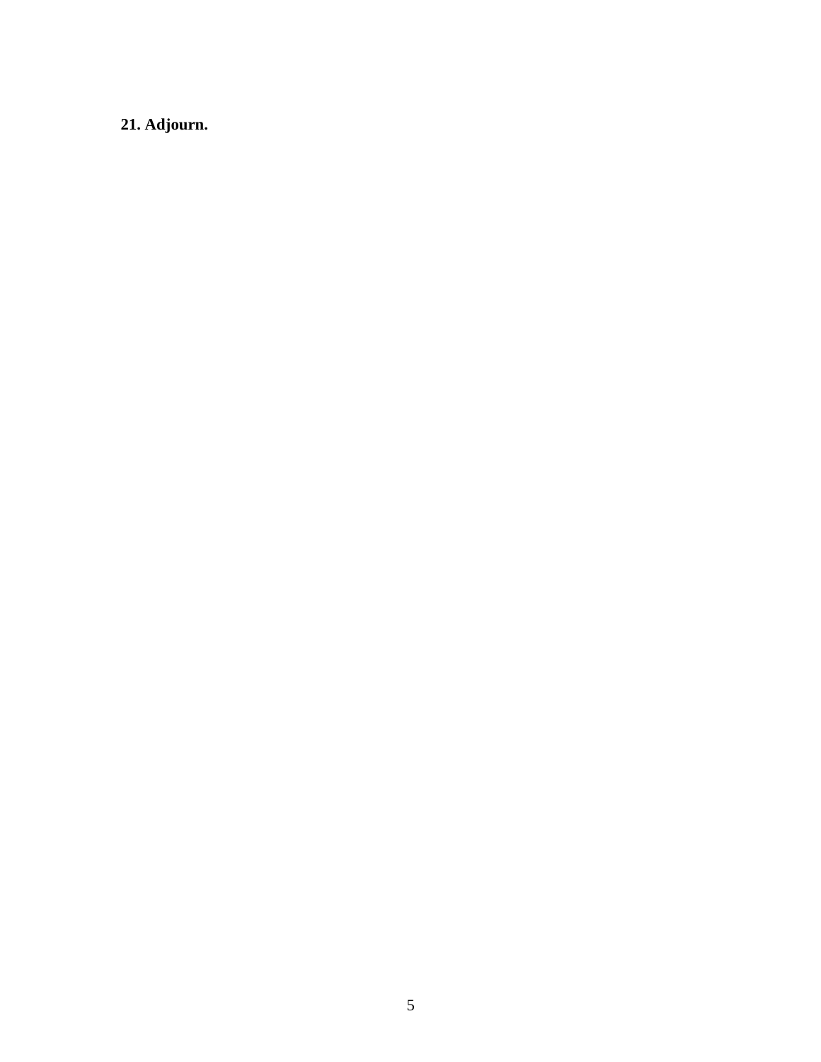**21. Adjourn.**